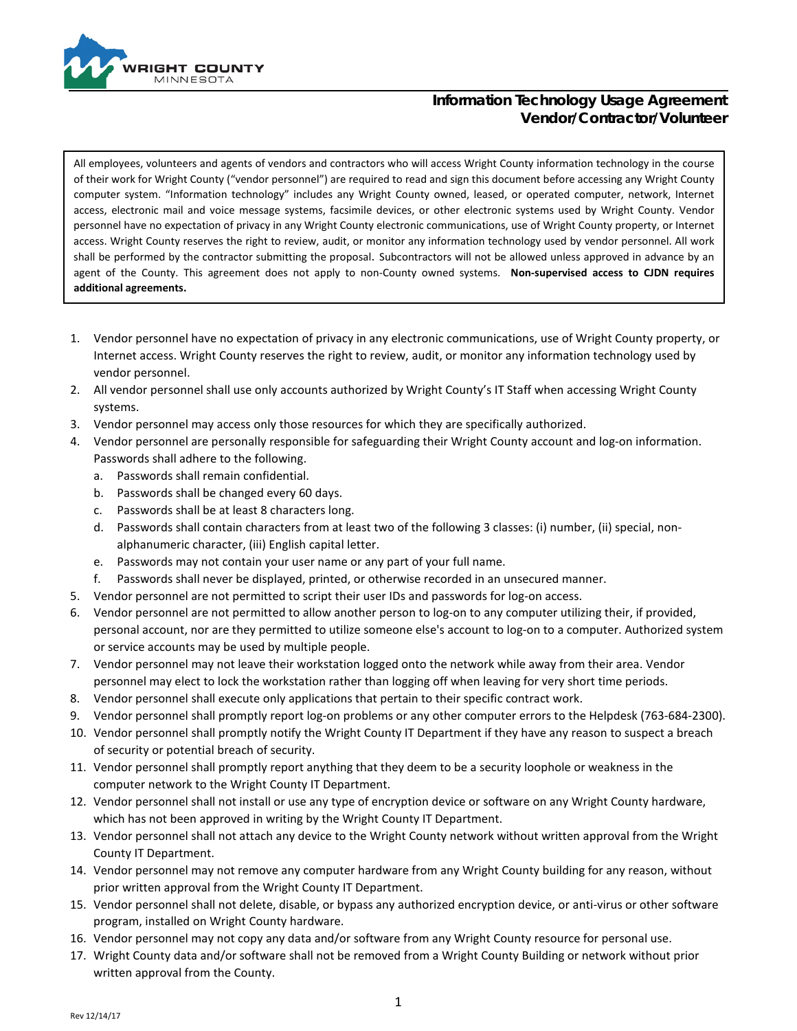WRIGHT COUNTY
MINNESOTA

# Information Technology Usage Agreement
## Vendor/Contractor/Volunteer

All employees, volunteers and agents of vendors and contractors who will access Wright County information technology in the course of their work for Wright County ("vendor personnel") are required to read and sign this document before accessing any Wright County computer system. "Information technology" includes any Wright County owned, leased, or operated computer, network, Internet access, electronic mail and voice message systems, facsimile devices, or other electronic systems used by Wright County. Vendor personnel have no expectation of privacy in any Wright County electronic communications, use of Wright County property, or Internet access. Wright County reserves the right to review, audit, or monitor any information technology used by vendor personnel. All work shall be performed by the contractor submitting the proposal. Subcontractors will not be allowed unless approved in advance by an agent of the County. This agreement does not apply to non-County owned systems. **Non-supervised access to CJDN requires additional agreements.**

1. Vendor personnel have no expectation of privacy in any electronic communications, use of Wright County property, or Internet access. Wright County reserves the right to review, audit, or monitor any information technology used by vendor personnel.
2. All vendor personnel shall use only accounts authorized by Wright County's IT Staff when accessing Wright County systems.
3. Vendor personnel may access only those resources for which they are specifically authorized.
4. Vendor personnel are personally responsible for safeguarding their Wright County account and log-on information. Passwords shall adhere to the following.
   a. Passwords shall remain confidential.
   b. Passwords shall be changed every 60 days.
   c. Passwords shall be at least 8 characters long.
   d. Passwords shall contain characters from at least two of the following 3 classes: (i) number, (ii) special, non-alphanumeric character, (iii) English capital letter.
   e. Passwords may not contain your user name or any part of your full name.
   f. Passwords shall never be displayed, printed, or otherwise recorded in an unsecured manner.
5. Vendor personnel are not permitted to script their user IDs and passwords for log-on access.
6. Vendor personnel are not permitted to allow another person to log-on to any computer utilizing their, if provided, personal account, nor are they permitted to utilize someone else's account to log-on to a computer. Authorized system or service accounts may be used by multiple people.
7. Vendor personnel may not leave their workstation logged onto the network while away from their area. Vendor personnel may elect to lock the workstation rather than logging off when leaving for very short time periods.
8. Vendor personnel shall execute only applications that pertain to their specific contract work.
9. Vendor personnel shall promptly report log-on problems or any other computer errors to the Helpdesk (763-684-2300).
10. Vendor personnel shall promptly notify the Wright County IT Department if they have any reason to suspect a breach of security or potential breach of security.
11. Vendor personnel shall promptly report anything that they deem to be a security loophole or weakness in the computer network to the Wright County IT Department.
12. Vendor personnel shall not install or use any type of encryption device or software on any Wright County hardware, which has not been approved in writing by the Wright County IT Department.
13. Vendor personnel shall not attach any device to the Wright County network without written approval from the Wright County IT Department.
14. Vendor personnel may not remove any computer hardware from any Wright County building for any reason, without prior written approval from the Wright County IT Department.
15. Vendor personnel shall not delete, disable, or bypass any authorized encryption device, or anti-virus or other software program, installed on Wright County hardware.
16. Vendor personnel may not copy any data and/or software from any Wright County resource for personal use.
17. Wright County data and/or software shall not be removed from a Wright County Building or network without prior written approval from the County.

Rev 12/14/17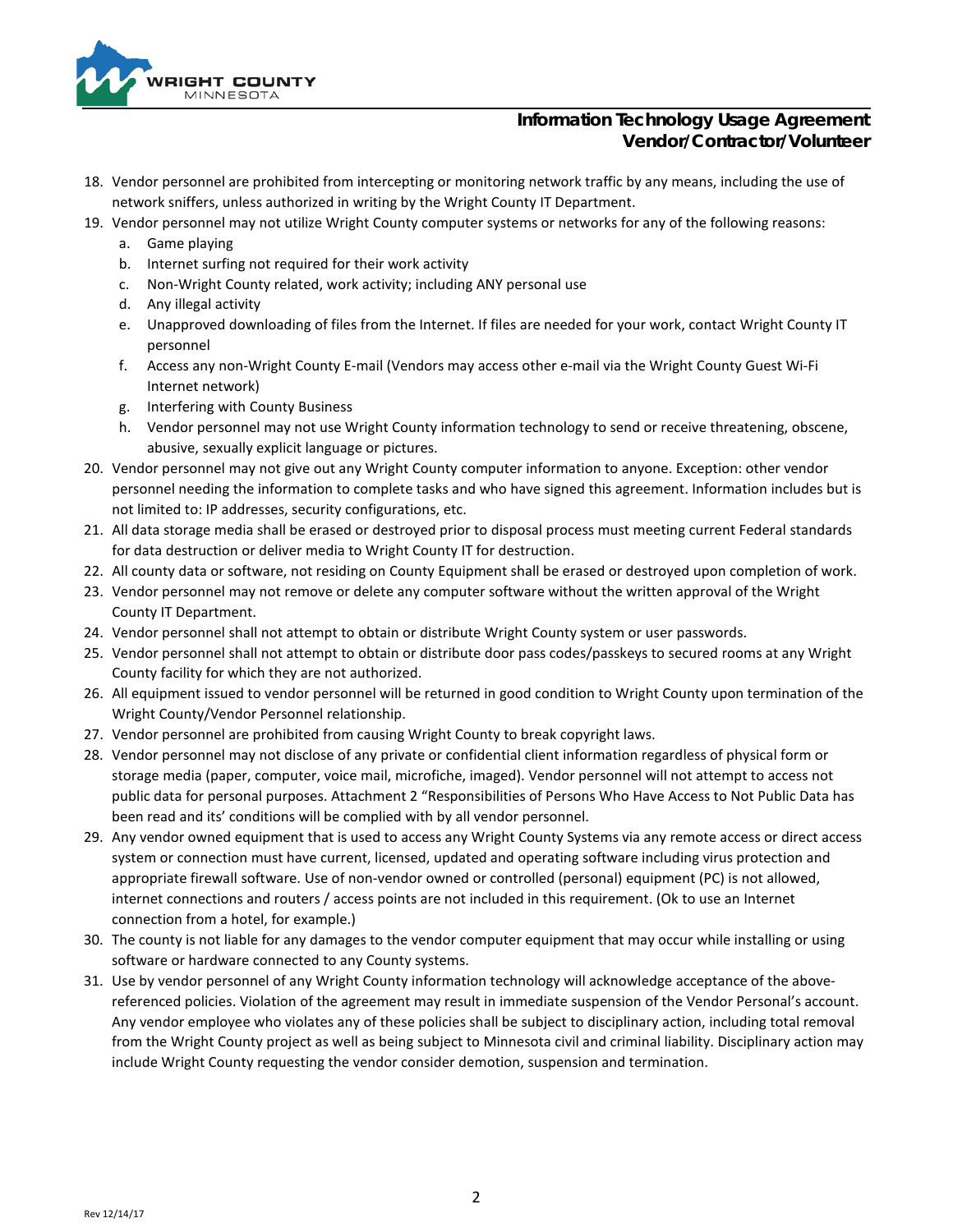18. Vendor personnel are prohibited from intercepting or monitoring network traffic by any means, including the use of network sniffers, unless authorized in writing by the Wright County IT Department.
19. Vendor personnel may not utilize Wright County computer systems or networks for any of the following reasons:
    a. Game playing
    b. Internet surfing not required for their work activity
    c. Non-Wright County related, work activity; including ANY personal use
    d. Any illegal activity
    e. Unapproved downloading of files from the Internet. If files are needed for your work, contact Wright County IT personnel
    f. Access any non-Wright County E-mail (Vendors may access other e-mail via the Wright County Guest Wi-Fi Internet network)
    g. Interfering with County Business
    h. Vendor personnel may not use Wright County information technology to send or receive threatening, obscene, abusive, sexually explicit language or pictures.
20. Vendor personnel may not give out any Wright County computer information to anyone. Exception: other vendor personnel needing the information to complete tasks and who have signed this agreement. Information includes but is not limited to: IP addresses, security configurations, etc.
21. All data storage media shall be erased or destroyed prior to disposal process must meeting current Federal standards for data destruction or deliver media to Wright County IT for destruction.
22. All county data or software, not residing on County Equipment shall be erased or destroyed upon completion of work.
23. Vendor personnel may not remove or delete any computer software without the written approval of the Wright County IT Department.
24. Vendor personnel shall not attempt to obtain or distribute Wright County system or user passwords.
25. Vendor personnel shall not attempt to obtain or distribute door pass codes/passkeys to secured rooms at any Wright County facility for which they are not authorized.
26. All equipment issued to vendor personnel will be returned in good condition to Wright County upon termination of the Wright County/Vendor Personnel relationship.
27. Vendor personnel are prohibited from causing Wright County to break copyright laws.
28. Vendor personnel may not disclose of any private or confidential client information regardless of physical form or storage media (paper, computer, voice mail, microfiche, imaged). Vendor personnel will not attempt to access not public data for personal purposes. Attachment 2 "Responsibilities of Persons Who Have Access to Not Public Data has been read and its' conditions will be complied with by all vendor personnel.
29. Any vendor owned equipment that is used to access any Wright County Systems via any remote access or direct access system or connection must have current, licensed, updated and operating software including virus protection and appropriate firewall software. Use of non-vendor owned or controlled (personal) equipment (PC) is not allowed, internet connections and routers / access points are not included in this requirement. (Ok to use an Internet connection from a hotel, for example.)
30. The county is not liable for any damages to the vendor computer equipment that may occur while installing or using software or hardware connected to any County systems.
31. Use by vendor personnel of any Wright County information technology will acknowledge acceptance of the above-referenced policies. Violation of the agreement may result in immediate suspension of the Vendor Personal's account. Any vendor employee who violates any of these policies shall be subject to disciplinary action, including total removal from the Wright County project as well as being subject to Minnesota civil and criminal liability. Disciplinary action may include Wright County requesting the vendor consider demotion, suspension and termination.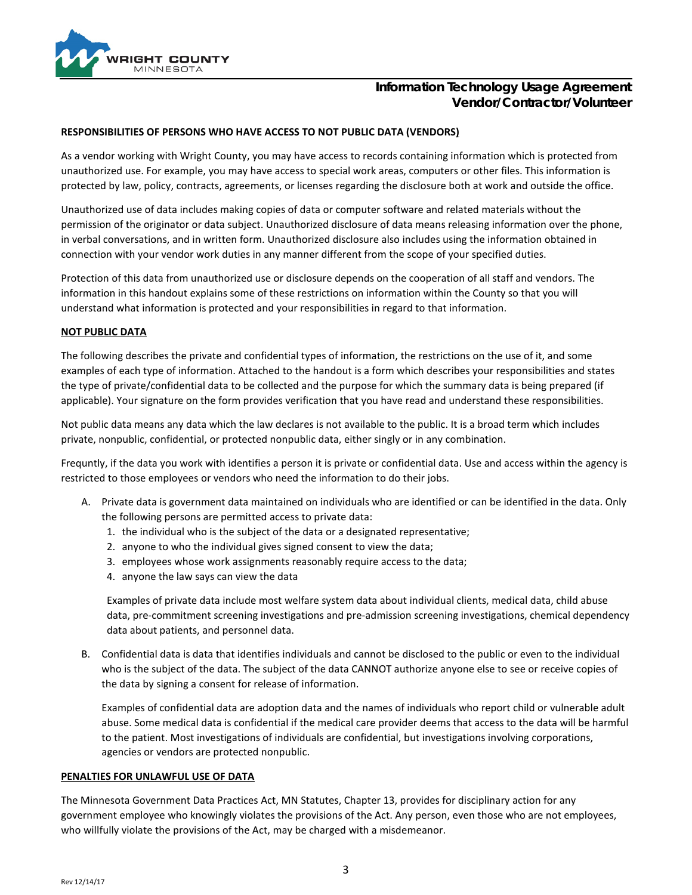**Information Technology Usage Agreement**
**Vendor/Contractor/Volunteer**

**RESPONSIBILITIES OF PERSONS WHO HAVE ACCESS TO NOT PUBLIC DATA (VENDORS)**

As a vendor working with Wright County, you may have access to records containing information which is protected from unauthorized use. For example, you may have access to special work areas, computers or other files. This information is protected by law, policy, contracts, agreements, or licenses regarding the disclosure both at work and outside the office.

Unauthorized use of data includes making copies of data or computer software and related materials without the permission of the originator or data subject. Unauthorized disclosure of data means releasing information over the phone, in verbal conversations, and in written form. Unauthorized disclosure also includes using the information obtained in connection with your vendor work duties in any manner different from the scope of your specified duties.

Protection of this data from unauthorized use or disclosure depends on the cooperation of all staff and vendors. The information in this handout explains some of these restrictions on information within the County so that you will understand what information is protected and your responsibilities in regard to that information.

**NOT PUBLIC DATA**

The following describes the private and confidential types of information, the restrictions on the use of it, and some examples of each type of information. Attached to the handout is a form which describes your responsibilities and states the type of private/confidential data to be collected and the purpose for which the summary data is being prepared (if applicable). Your signature on the form provides verification that you have read and understand these responsibilities.

Not public data means any data which the law declares is not available to the public. It is a broad term which includes private, nonpublic, confidential, or protected nonpublic data, either singly or in any combination.

Frequntly, if the data you work with identifies a person it is private or confidential data. Use and access within the agency is restricted to those employees or vendors who need the information to do their jobs.

A. Private data is government data maintained on individuals who are identified or can be identified in the data. Only the following persons are permitted access to private data:
   1. the individual who is the subject of the data or a designated representative;
   2. anyone to who the individual gives signed consent to view the data;
   3. employees whose work assignments reasonably require access to the data;
   4. anyone the law says can view the data

   Examples of private data include most welfare system data about individual clients, medical data, child abuse data, pre-commitment screening investigations and pre-admission screening investigations, chemical dependency data about patients, and personnel data.

B. Confidential data is data that identifies individuals and cannot be disclosed to the public or even to the individual who is the subject of the data. The subject of the data CANNOT authorize anyone else to see or receive copies of the data by signing a consent for release of information.

   Examples of confidential data are adoption data and the names of individuals who report child or vulnerable adult abuse. Some medical data is confidential if the medical care provider deems that access to the data will be harmful to the patient. Most investigations of individuals are confidential, but investigations involving corporations, agencies or vendors are protected nonpublic.

**PENALTIES FOR UNLAWFUL USE OF DATA**

The Minnesota Government Data Practices Act, MN Statutes, Chapter 13, provides for disciplinary action for any government employee who knowingly violates the provisions of the Act. Any person, even those who are not employees, who willfully violate the provisions of the Act, may be charged with a misdemeanor.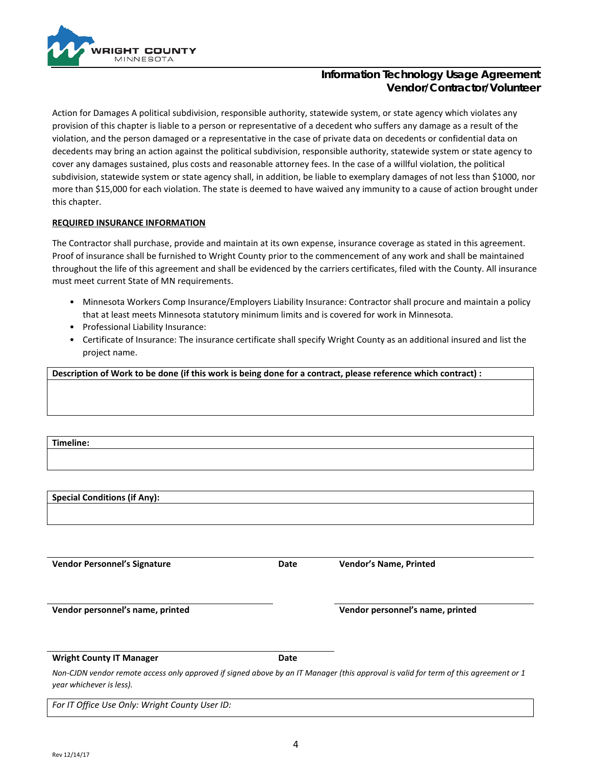Action for Damages A political subdivision, responsible authority, statewide system, or state agency which violates any provision of this chapter is liable to a person or representative of a decedent who suffers any damage as a result of the violation, and the person damaged or a representative in the case of private data on decedents or confidential data on decedents may bring an action against the political subdivision, responsible authority, statewide system or state agency to cover any damages sustained, plus costs and reasonable attorney fees. In the case of a willful violation, the political subdivision, statewide system or state agency shall, in addition, be liable to exemplary damages of not less than $1000, nor more than $15,000 for each violation. The state is deemed to have waived any immunity to a cause of action brought under this chapter.

**REQUIRED INSURANCE INFORMATION**

The Contractor shall purchase, provide and maintain at its own expense, insurance coverage as stated in this agreement. Proof of insurance shall be furnished to Wright County prior to the commencement of any work and shall be maintained throughout the life of this agreement and shall be evidenced by the carriers certificates, filed with the County. All insurance must meet current State of MN requirements.

- Minnesota Workers Comp Insurance/Employers Liability Insurance: Contractor shall procure and maintain a policy that at least meets Minnesota statutory minimum limits and is covered for work in Minnesota.
- Professional Liability Insurance:
- Certificate of Insurance: The insurance certificate shall specify Wright County as an additional insured and list the project name.

| **Description of Work to be done (if this work is being done for a contract, please reference which contract) :** |
|---|
| |

| **Timeline:** |
|---|
| |

| **Special Conditions (if Any):** |
|---|
| |

**Vendor Personnel's Signature** | **Date** | **Vendor's Name, Printed**

**Vendor personnel's name, printed** | **Vendor personnel's name, printed**

**Wright County IT Manager** | **Date**

*Non-CJDN vendor remote access only approved if signed above by an IT Manager (this approval is valid for term of this agreement or 1 year whichever is less).*

| *For IT Office Use Only: Wright County User ID:* |
|---|

Rev 12/14/17